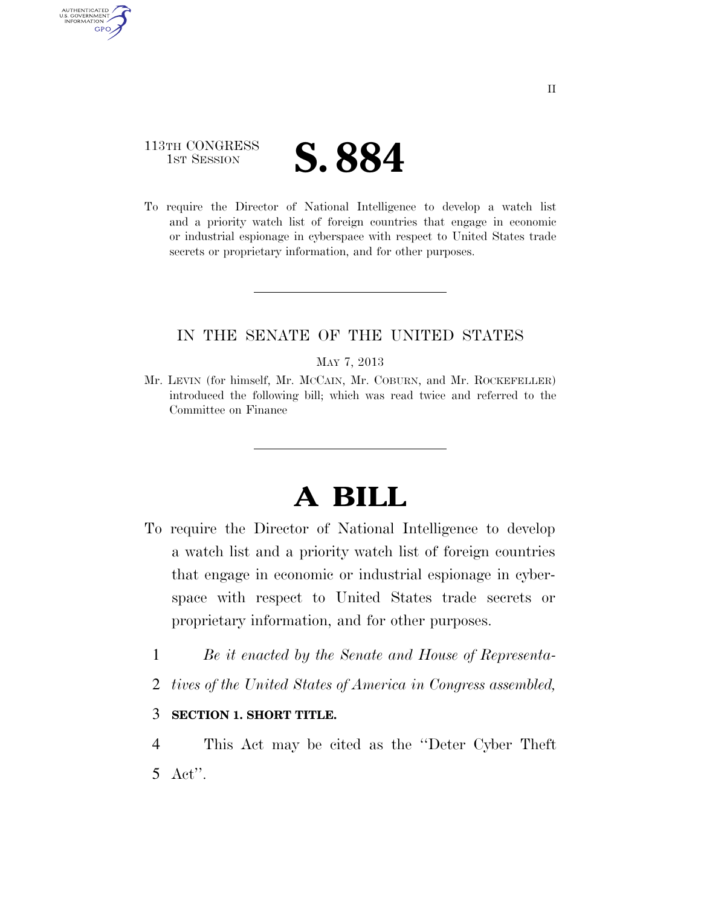113TH CONGRESS
1ST SESSION

# S. 884

To require the Director of National Intelligence to develop a watch list and a priority watch list of foreign countries that engage in economic or industrial espionage in cyberspace with respect to United States trade secrets or proprietary information, and for other purposes.

---

IN THE SENATE OF THE UNITED STATES

MAY 7, 2013

Mr. LEVIN (for himself, Mr. MCCAIN, Mr. COBURN, and Mr. ROCKEFELLER) introduced the following bill; which was read twice and referred to the Committee on Finance

---

# A BILL

To require the Director of National Intelligence to develop a watch list and a priority watch list of foreign countries that engage in economic or industrial espionage in cyberspace with respect to United States trade secrets or proprietary information, and for other purposes.

1 *Be it enacted by the Senate and House of Representa-*
2 *tives of the United States of America in Congress assembled,*

3 **SECTION 1. SHORT TITLE.**

4 This Act may be cited as the "Deter Cyber Theft
5 Act".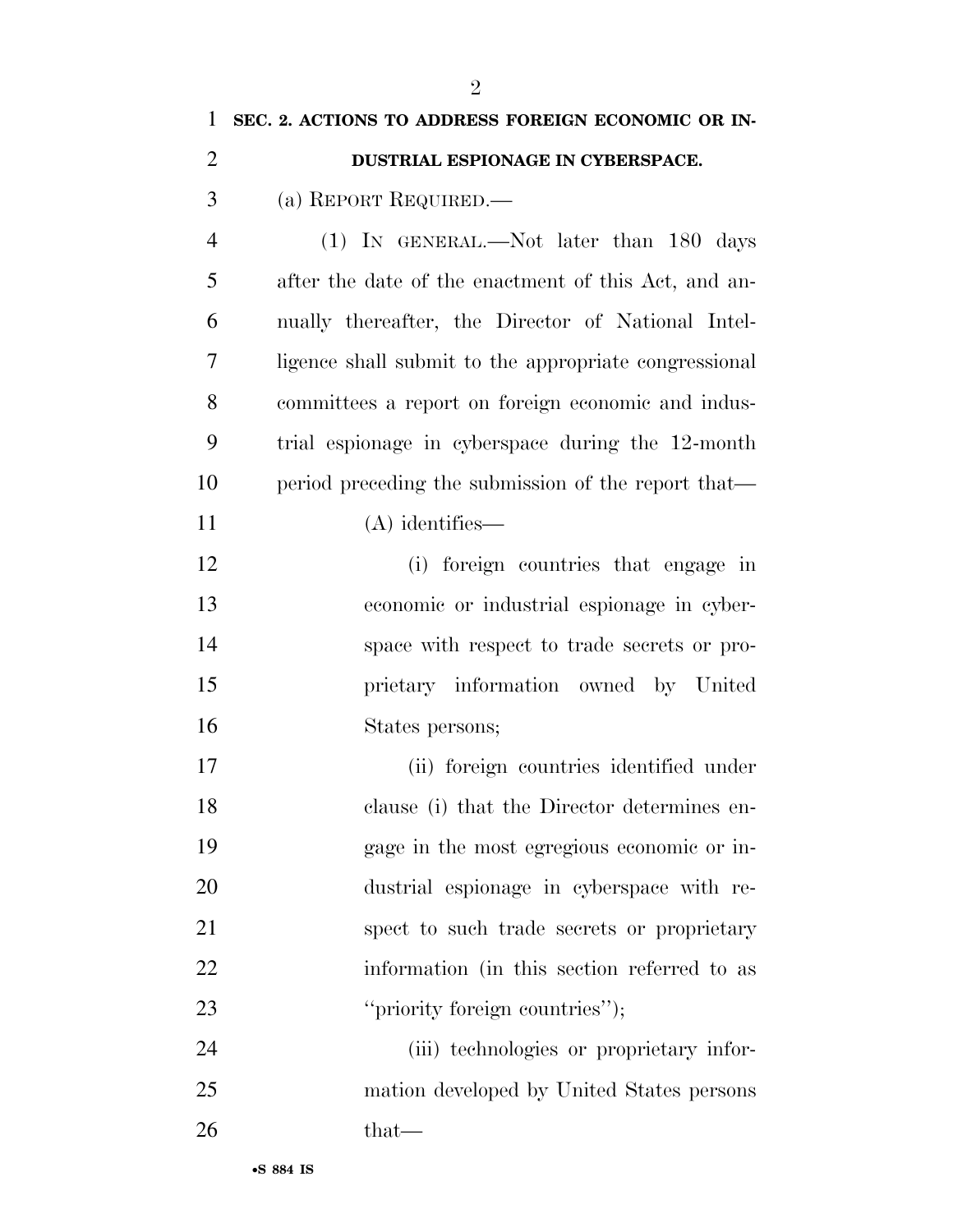**SEC. 2. ACTIONS TO ADDRESS FOREIGN ECONOMIC OR INDUSTRIAL ESPIONAGE IN CYBERSPACE.**

(a) REPORT REQUIRED.—

(1) IN GENERAL.—Not later than 180 days after the date of the enactment of this Act, and annually thereafter, the Director of National Intelligence shall submit to the appropriate congressional committees a report on foreign economic and industrial espionage in cyberspace during the 12-month period preceding the submission of the report that—

(A) identifies—

(i) foreign countries that engage in economic or industrial espionage in cyberspace with respect to trade secrets or proprietary information owned by United States persons;

(ii) foreign countries identified under clause (i) that the Director determines engage in the most egregious economic or industrial espionage in cyberspace with respect to such trade secrets or proprietary information (in this section referred to as "priority foreign countries");

(iii) technologies or proprietary information developed by United States persons that—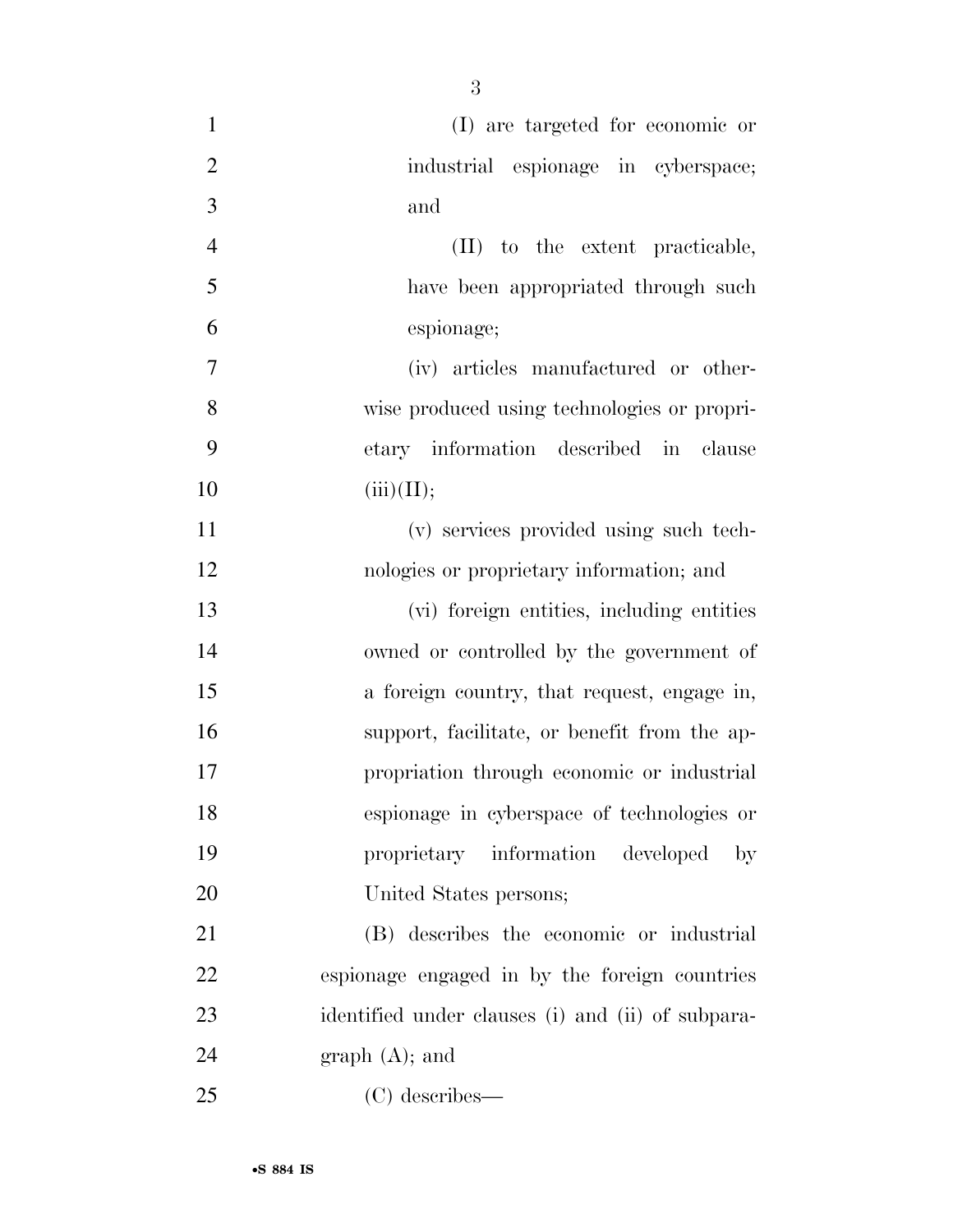(I) are targeted for economic or industrial espionage in cyberspace; and

(II) to the extent practicable, have been appropriated through such espionage;

(iv) articles manufactured or otherwise produced using technologies or proprietary information described in clause (iii)(II);

(v) services provided using such technologies or proprietary information; and

(vi) foreign entities, including entities owned or controlled by the government of a foreign country, that request, engage in, support, facilitate, or benefit from the appropriation through economic or industrial espionage in cyberspace of technologies or proprietary information developed by United States persons;

(B) describes the economic or industrial espionage engaged in by the foreign countries identified under clauses (i) and (ii) of subparagraph (A); and

(C) describes—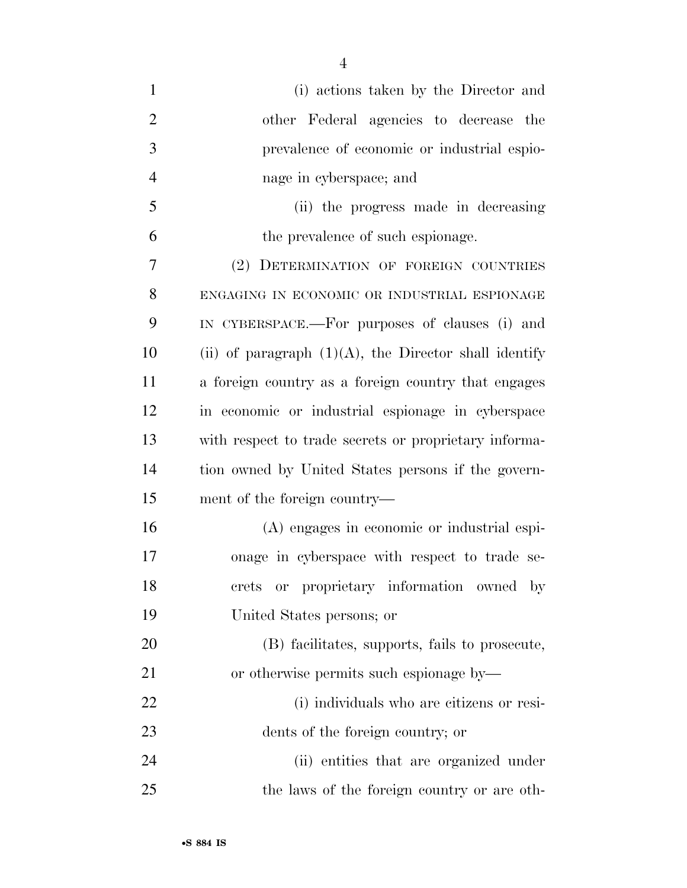(i) actions taken by the Director and other Federal agencies to decrease the prevalence of economic or industrial espionage in cyberspace; and

(ii) the progress made in decreasing the prevalence of such espionage.

(2) DETERMINATION OF FOREIGN COUNTRIES ENGAGING IN ECONOMIC OR INDUSTRIAL ESPIONAGE IN CYBERSPACE.—For purposes of clauses (i) and (ii) of paragraph (1)(A), the Director shall identify a foreign country as a foreign country that engages in economic or industrial espionage in cyberspace with respect to trade secrets or proprietary information owned by United States persons if the government of the foreign country—

(A) engages in economic or industrial espionage in cyberspace with respect to trade secrets or proprietary information owned by United States persons; or

(B) facilitates, supports, fails to prosecute, or otherwise permits such espionage by—

(i) individuals who are citizens or residents of the foreign country; or

(ii) entities that are organized under the laws of the foreign country or are oth-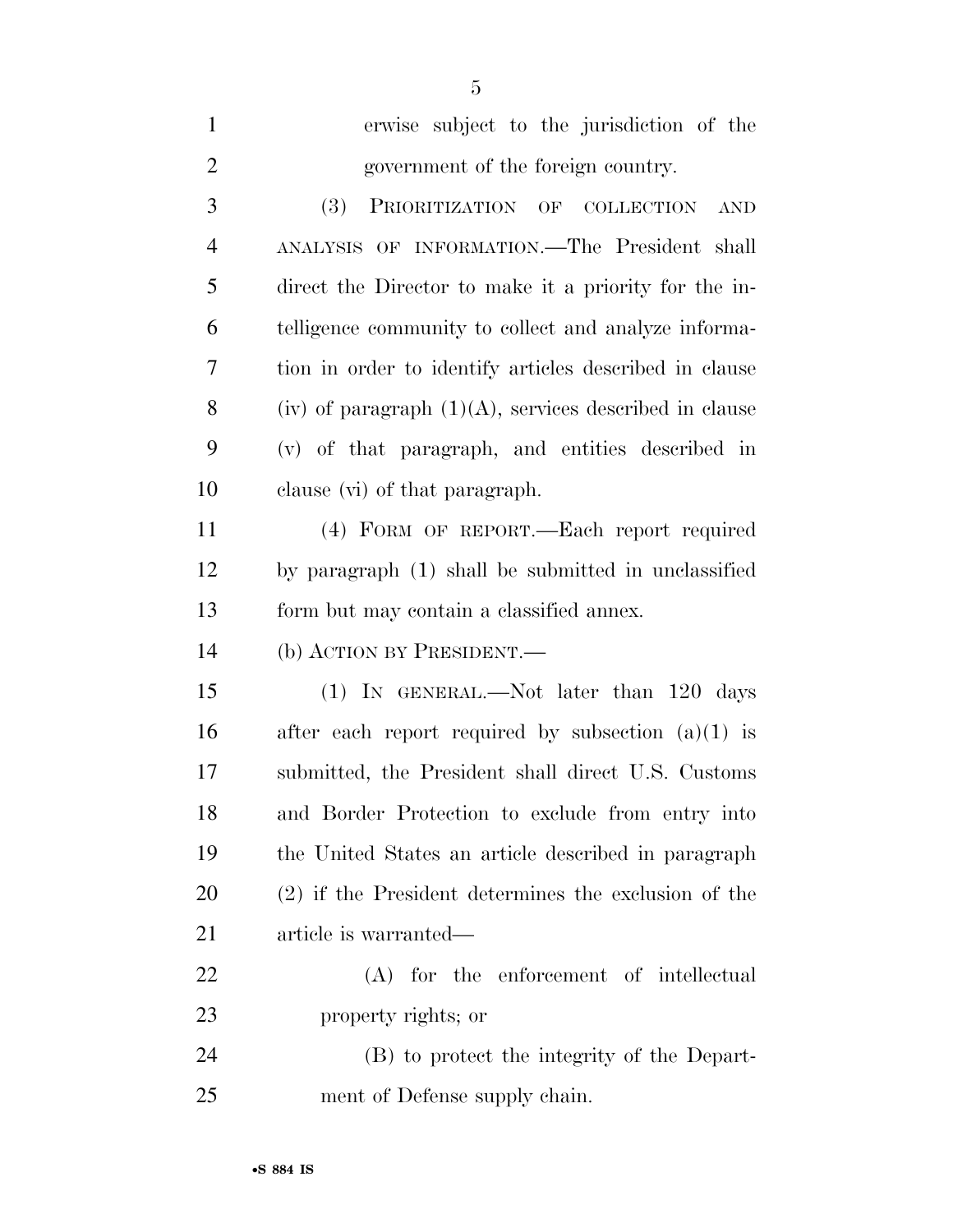erwise subject to the jurisdiction of the government of the foreign country.

(3) PRIORITIZATION OF COLLECTION AND ANALYSIS OF INFORMATION.—The President shall direct the Director to make it a priority for the intelligence community to collect and analyze information in order to identify articles described in clause (iv) of paragraph (1)(A), services described in clause (v) of that paragraph, and entities described in clause (vi) of that paragraph.

(4) FORM OF REPORT.—Each report required by paragraph (1) shall be submitted in unclassified form but may contain a classified annex.

(b) ACTION BY PRESIDENT.—

(1) IN GENERAL.—Not later than 120 days after each report required by subsection (a)(1) is submitted, the President shall direct U.S. Customs and Border Protection to exclude from entry into the United States an article described in paragraph (2) if the President determines the exclusion of the article is warranted—

(A) for the enforcement of intellectual property rights; or

(B) to protect the integrity of the Department of Defense supply chain.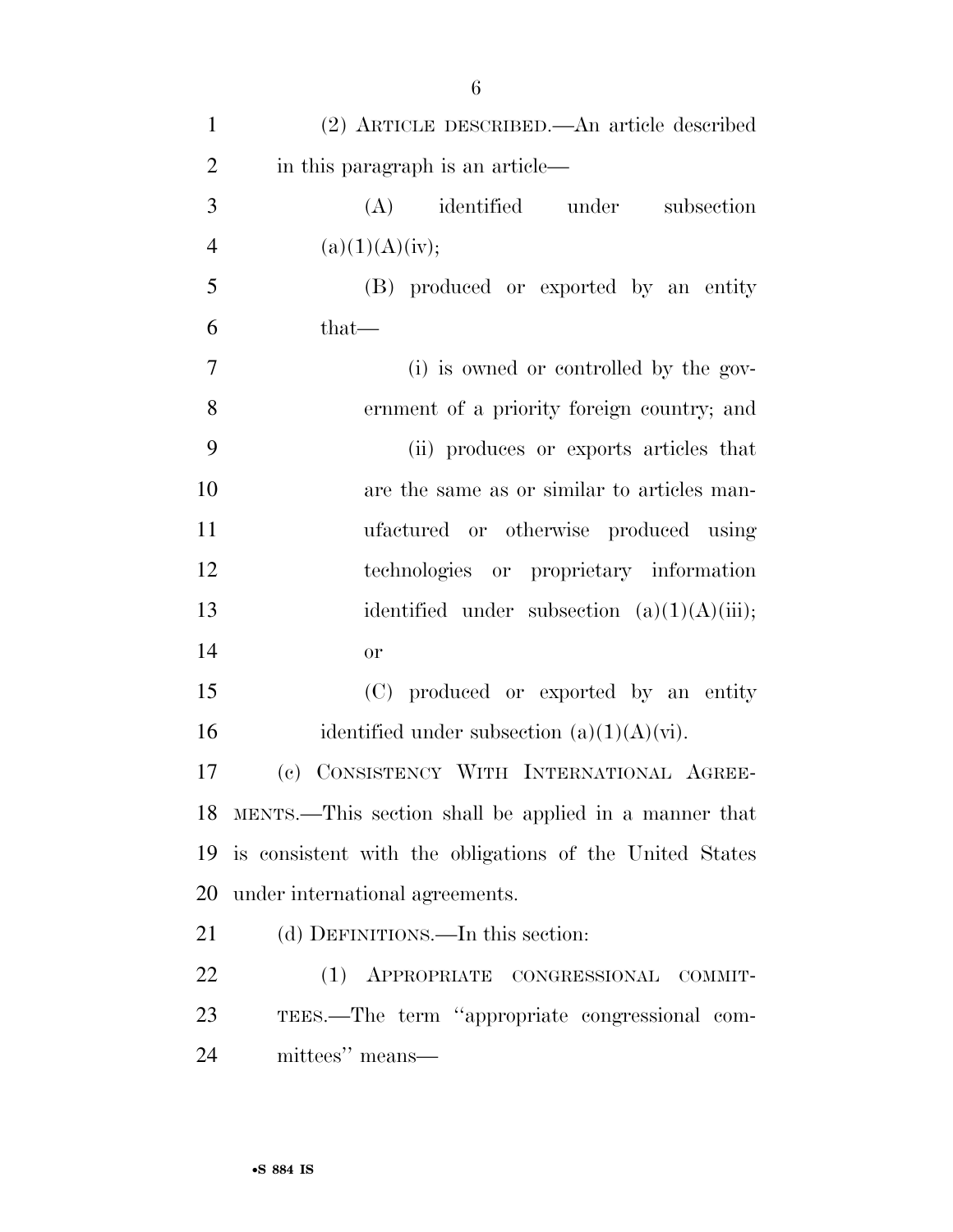(2) ARTICLE DESCRIBED.—An article described in this paragraph is an article—

(A) identified under subsection (a)(1)(A)(iv);

(B) produced or exported by an entity that—

(i) is owned or controlled by the government of a priority foreign country; and

(ii) produces or exports articles that are the same as or similar to articles manufactured or otherwise produced using technologies or proprietary information identified under subsection (a)(1)(A)(iii); or

(C) produced or exported by an entity identified under subsection (a)(1)(A)(vi).

(c) CONSISTENCY WITH INTERNATIONAL AGREEMENTS.—This section shall be applied in a manner that is consistent with the obligations of the United States under international agreements.

(d) DEFINITIONS.—In this section:

(1) APPROPRIATE CONGRESSIONAL COMMITTEES.—The term "appropriate congressional committees" means—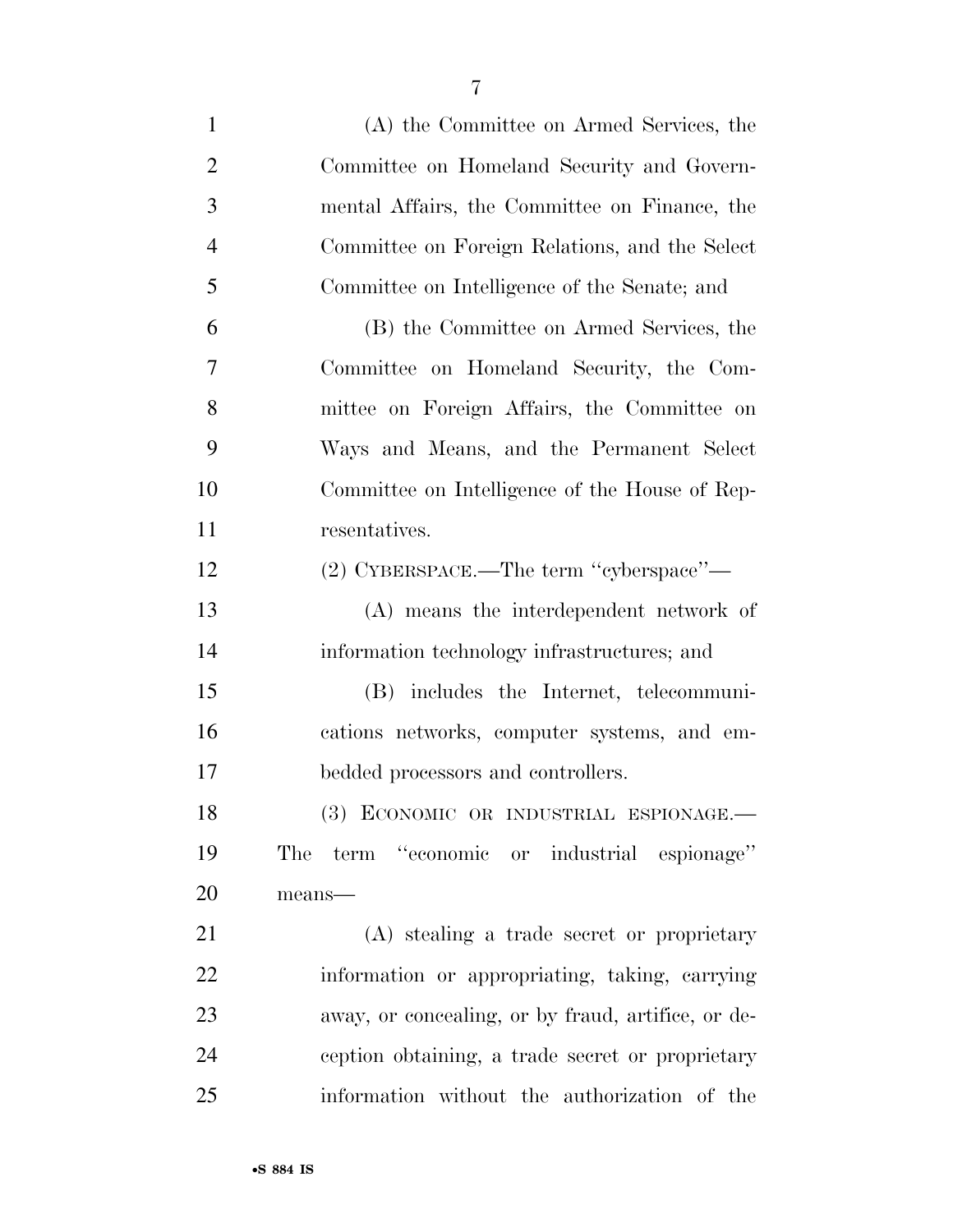(A) the Committee on Armed Services, the Committee on Homeland Security and Governmental Affairs, the Committee on Finance, the Committee on Foreign Relations, and the Select Committee on Intelligence of the Senate; and

(B) the Committee on Armed Services, the Committee on Homeland Security, the Committee on Foreign Affairs, the Committee on Ways and Means, and the Permanent Select Committee on Intelligence of the House of Representatives.

(2) CYBERSPACE.—The term ''cyberspace''—

(A) means the interdependent network of information technology infrastructures; and

(B) includes the Internet, telecommunications networks, computer systems, and embedded processors and controllers.

(3) ECONOMIC OR INDUSTRIAL ESPIONAGE.—The term ''economic or industrial espionage'' means—

(A) stealing a trade secret or proprietary information or appropriating, taking, carrying away, or concealing, or by fraud, artifice, or deception obtaining, a trade secret or proprietary information without the authorization of the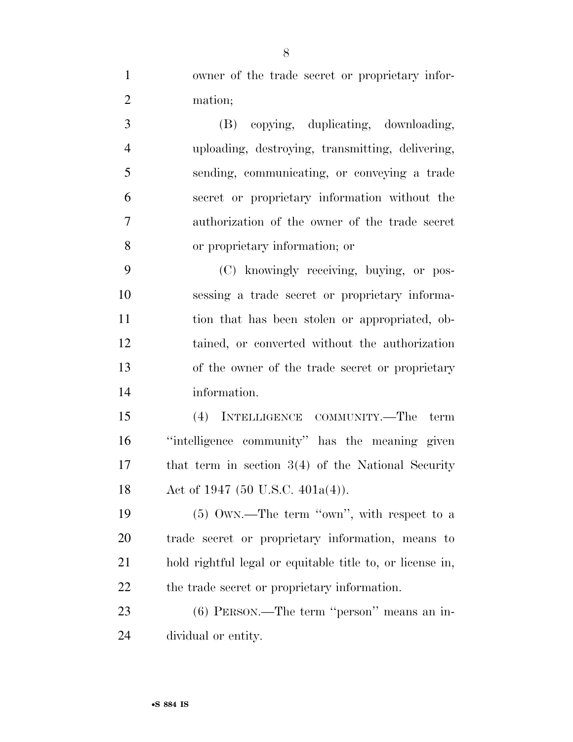owner of the trade secret or proprietary information;

(B) copying, duplicating, downloading, uploading, destroying, transmitting, delivering, sending, communicating, or conveying a trade secret or proprietary information without the authorization of the owner of the trade secret or proprietary information; or

(C) knowingly receiving, buying, or possessing a trade secret or proprietary information that has been stolen or appropriated, obtained, or converted without the authorization of the owner of the trade secret or proprietary information.

(4) INTELLIGENCE COMMUNITY.—The term ''intelligence community'' has the meaning given that term in section 3(4) of the National Security Act of 1947 (50 U.S.C. 401a(4)).

(5) OWN.—The term ''own'', with respect to a trade secret or proprietary information, means to hold rightful legal or equitable title to, or license in, the trade secret or proprietary information.

(6) PERSON.—The term ''person'' means an individual or entity.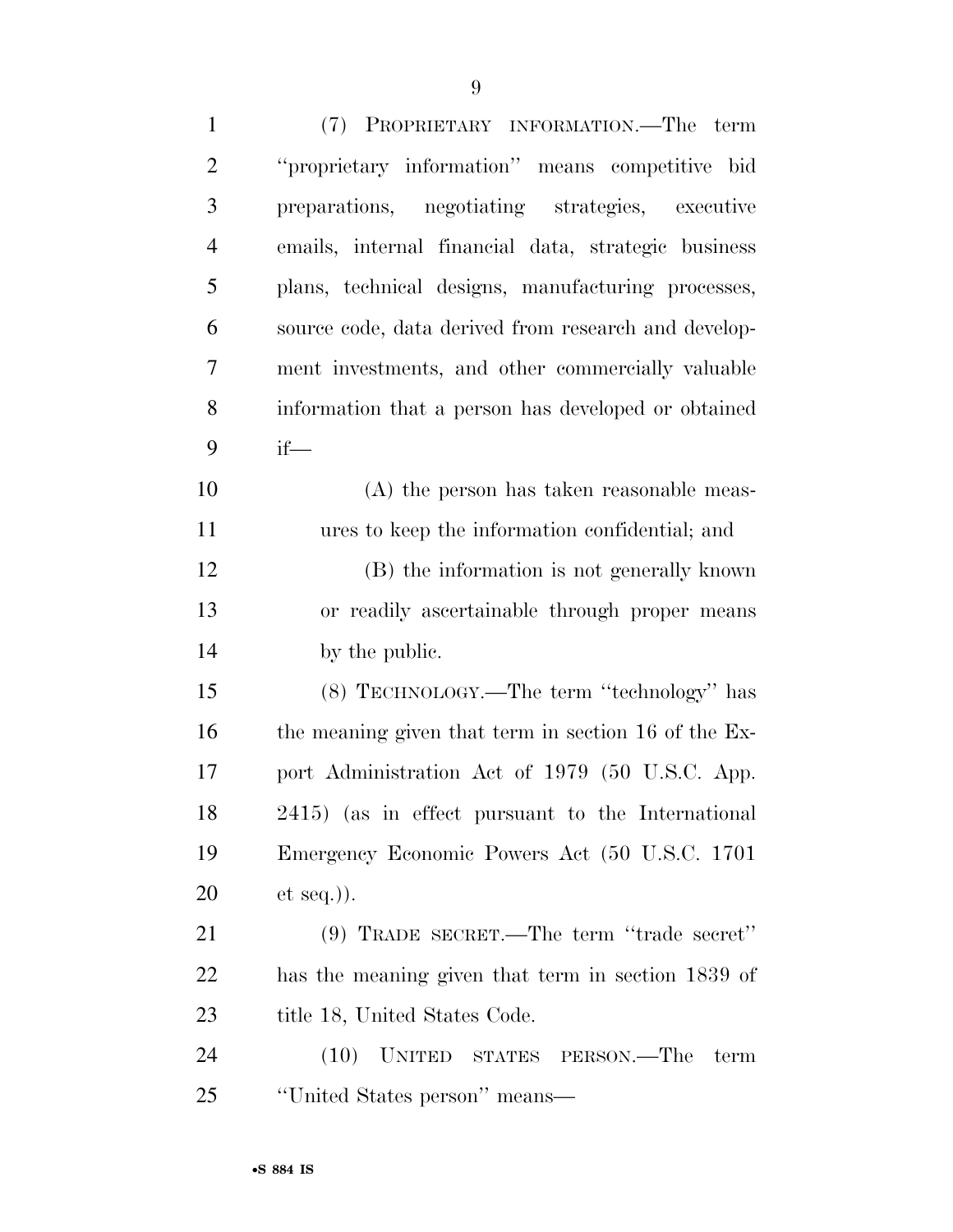(7) PROPRIETARY INFORMATION.—The term ''proprietary information'' means competitive bid preparations, negotiating strategies, executive emails, internal financial data, strategic business plans, technical designs, manufacturing processes, source code, data derived from research and development investments, and other commercially valuable information that a person has developed or obtained if—

(A) the person has taken reasonable measures to keep the information confidential; and

(B) the information is not generally known or readily ascertainable through proper means by the public.

(8) TECHNOLOGY.—The term ''technology'' has the meaning given that term in section 16 of the Export Administration Act of 1979 (50 U.S.C. App. 2415) (as in effect pursuant to the International Emergency Economic Powers Act (50 U.S.C. 1701 et seq.)).

(9) TRADE SECRET.—The term ''trade secret'' has the meaning given that term in section 1839 of title 18, United States Code.

(10) UNITED STATES PERSON.—The term ''United States person'' means—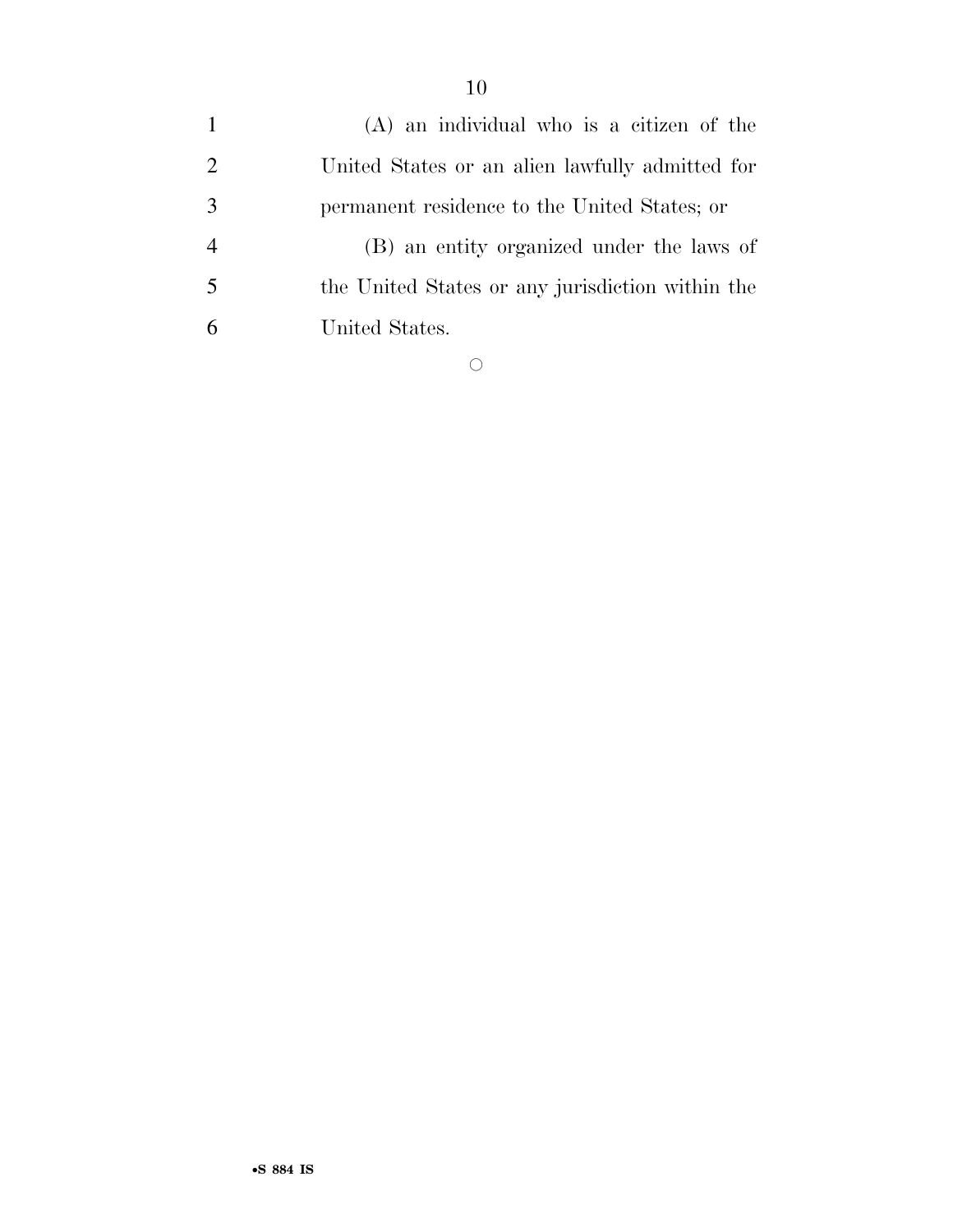(A) an individual who is a citizen of the United States or an alien lawfully admitted for permanent residence to the United States; or

(B) an entity organized under the laws of the United States or any jurisdiction within the United States.